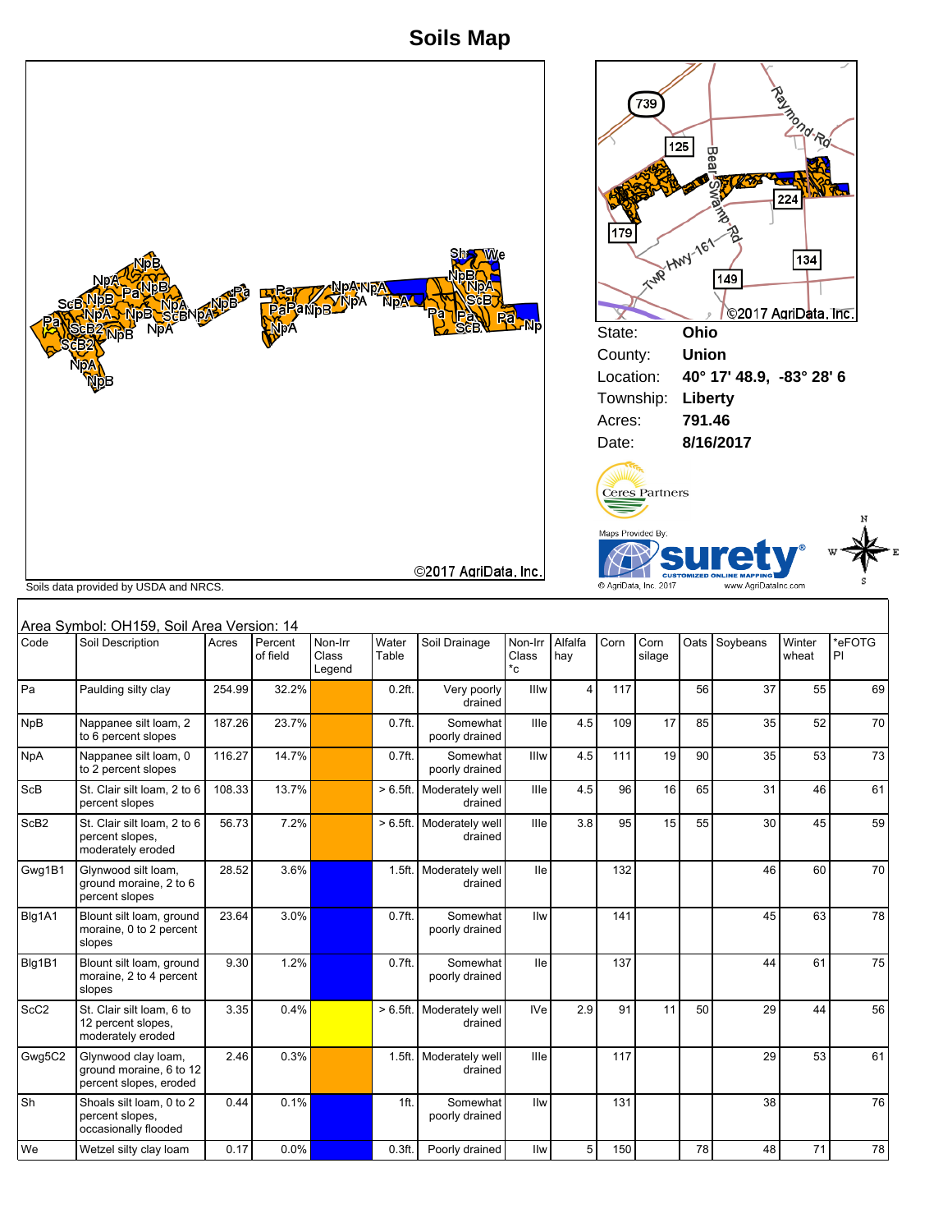# Soils Map

©2017 AgriData, Inc.

Soils data provided by USDA and NRCS.

©2017 AgriData, Inc.

State: **Ohio**
County: **Union**
Location: **40° 17' 48.9, -83° 28' 6**
Township: **Liberty**
Acres: **791.46**
Date: **8/16/2017**

Ceres Partners

Maps Provided By: surety® CUSTOMIZED ONLINE MAPPING © AgriData, Inc. 2017 www.AgriDataInc.com

Area Symbol: OH159, Soil Area Version: 14

| Code | Soil Description | Acres | Percent of field | Non-Irr Class Legend | Water Table | Soil Drainage | Non-Irr Class *c | Alfalfa hay | Corn | Corn silage | Oats | Soybeans | Winter wheat | *eFOTG PI |
|---|---|---|---|---|---|---|---|---|---|---|---|---|---|---|
| Pa | Paulding silty clay | 254.99 | 32.2% | | 0.2ft. | Very poorly drained | IIIw | 4 | 117 | | 56 | 37 | 55 | 69 |
| NpB | Nappanee silt loam, 2 to 6 percent slopes | 187.26 | 23.7% | | 0.7ft. | Somewhat poorly drained | IIIe | 4.5 | 109 | 17 | 85 | 35 | 52 | 70 |
| NpA | Nappanee silt loam, 0 to 2 percent slopes | 116.27 | 14.7% | | 0.7ft. | Somewhat poorly drained | IIIw | 4.5 | 111 | 19 | 90 | 35 | 53 | 73 |
| ScB | St. Clair silt loam, 2 to 6 percent slopes | 108.33 | 13.7% | | > 6.5ft. | Moderately well drained | IIIe | 4.5 | 96 | 16 | 65 | 31 | 46 | 61 |
| ScB2 | St. Clair silt loam, 2 to 6 percent slopes, moderately eroded | 56.73 | 7.2% | | > 6.5ft. | Moderately well drained | IIIe | 3.8 | 95 | 15 | 55 | 30 | 45 | 59 |
| Gwg1B1 | Glynwood silt loam, ground moraine, 2 to 6 percent slopes | 28.52 | 3.6% | | 1.5ft. | Moderately well drained | IIe | | 132 | | | 46 | 60 | 70 |
| Blg1A1 | Blount silt loam, ground moraine, 0 to 2 percent slopes | 23.64 | 3.0% | | 0.7ft. | Somewhat poorly drained | IIw | | 141 | | | 45 | 63 | 78 |
| Blg1B1 | Blount silt loam, ground moraine, 2 to 4 percent slopes | 9.30 | 1.2% | | 0.7ft. | Somewhat poorly drained | IIe | | 137 | | | 44 | 61 | 75 |
| ScC2 | St. Clair silt loam, 6 to 12 percent slopes, moderately eroded | 3.35 | 0.4% | | > 6.5ft. | Moderately well drained | IVe | 2.9 | 91 | 11 | 50 | 29 | 44 | 56 |
| Gwg5C2 | Glynwood clay loam, ground moraine, 6 to 12 percent slopes, eroded | 2.46 | 0.3% | | 1.5ft. | Moderately well drained | IIIe | | 117 | | | 29 | 53 | 61 |
| Sh | Shoals silt loam, 0 to 2 percent slopes, occasionally flooded | 0.44 | 0.1% | | 1ft. | Somewhat poorly drained | IIw | | 131 | | | 38 | | 76 |
| We | Wetzel silty clay loam | 0.17 | 0.0% | | 0.3ft. | Poorly drained | IIw | 5 | 150 | | 78 | 48 | 71 | 78 |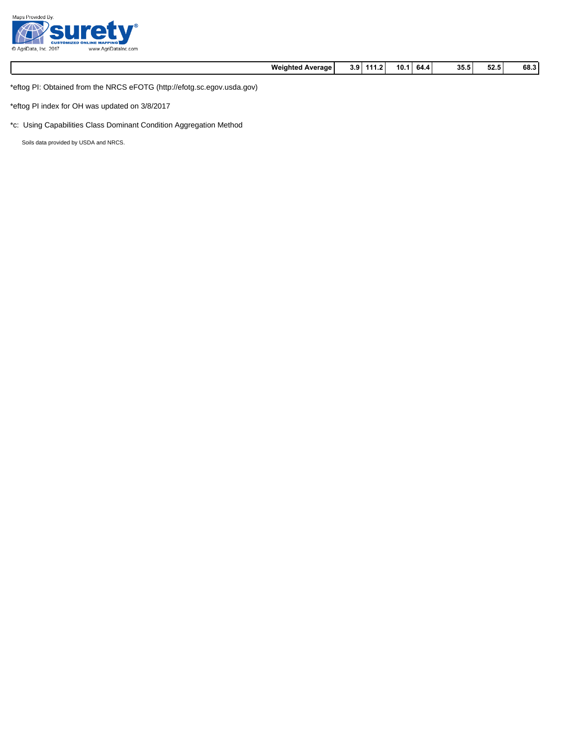| | | | | | | | |
|---|---|---|---|---|---|---|---|
| **Weighted Average** | **3.9** | **111.2** | **10.1** | **64.4** | **35.5** | **52.5** | **68.3** |

*eftog PI: Obtained from the NRCS eFOTG (http://efotg.sc.egov.usda.gov)

*eftog PI index for OH was updated on 3/8/2017

*c: Using Capabilities Class Dominant Condition Aggregation Method

Soils data provided by USDA and NRCS.